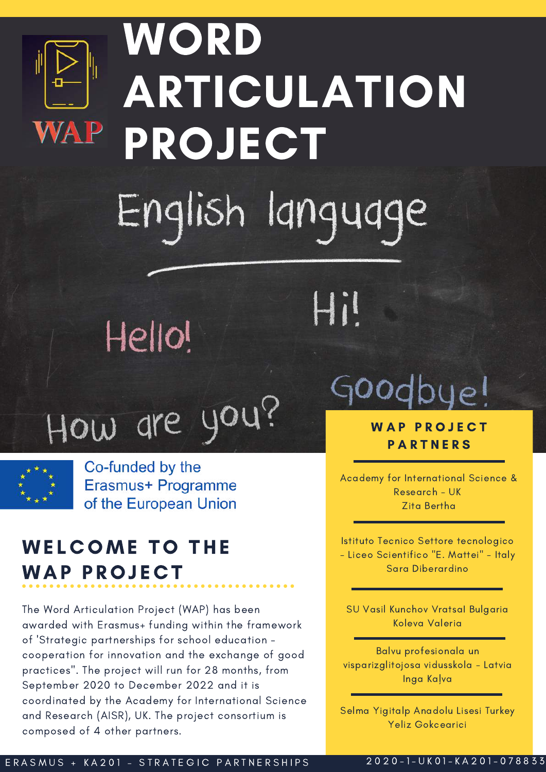WAP

# WORD ARTICULATION PROJECT

English language

Hello!

Hi!

How are you?

Goodbye!

Co-funded by the Erasmus+ Programme of the European Union

## WELCOME TO THE WAP PROJECT

The Word Articulation Project (WAP) has been awarded with Erasmus+ funding within the framework of 'Strategic partnerships for school education - cooperation for innovation and the exchange of good practices". The project will run for 28 months, from September 2020 to December 2022 and it is coordinated by the Academy for International Science and Research (AISR), UK. The project consortium is composed of 4 other partners.

## WAP PROJECT PARTNERS

Academy for International Science & Research - UK
Zita Bertha

Istituto Tecnico Settore tecnologico - Liceo Scientifico "E. Mattei" - Italy
Sara Diberardino

SU Vasil Kunchov Vratsal Bulgaria
Koleva Valeria

Balvu profesionala un visparizglitojosa vidusskola - Latvia
Inga Kaļva

Selma Yigitalp Anadolu Lisesi Turkey
Yeliz Gokcearici

ERASMUS + KA201 - STRATEGIC PARTNERSHIPS

2020-1-UK01-KA201-078833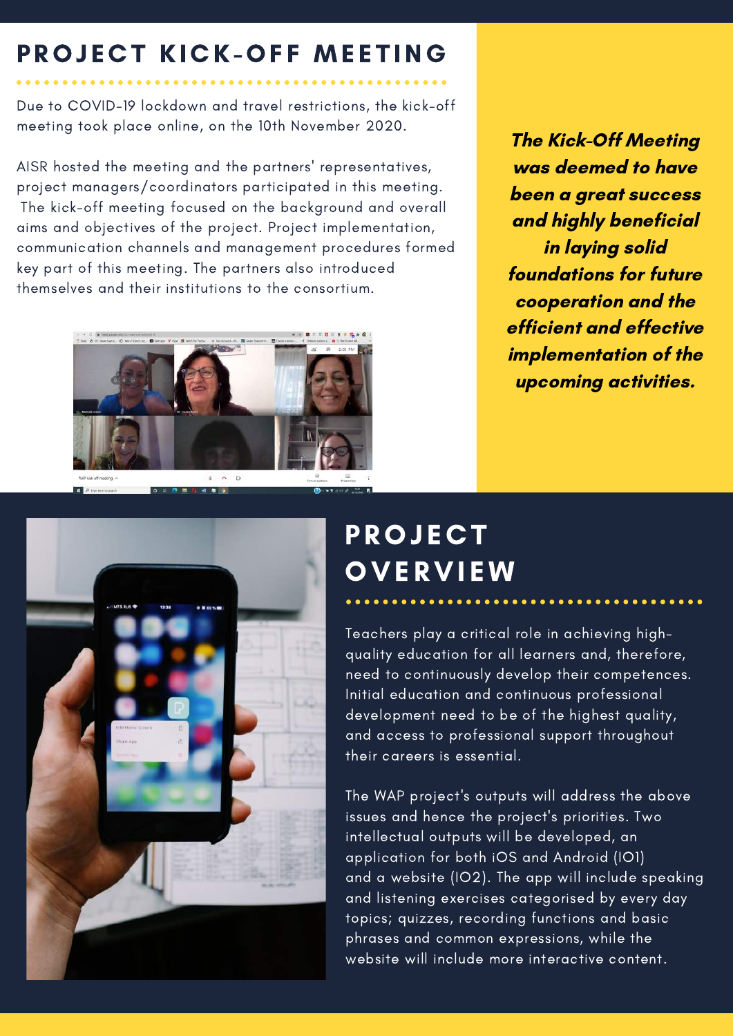## PROJECT KICK-OFF MEETING

Due to COVID-19 lockdown and travel restrictions, the kick-off meeting took place online, on the 10th November 2020.

AISR hosted the meeting and the partners' representatives, project managers/coordinators participated in this meeting. The kick-off meeting focused on the background and overall aims and objectives of the project. Project implementation, communication channels and management procedures formed key part of this meeting. The partners also introduced themselves and their institutions to the consortium.

***The Kick-Off Meeting was deemed to have been a great success and highly beneficial in laying solid foundations for future cooperation and the efficient and effective implementation of the upcoming activities.***

## PROJECT OVERVIEW

Teachers play a critical role in achieving high-quality education for all learners and, therefore, need to continuously develop their competences. Initial education and continuous professional development need to be of the highest quality, and access to professional support throughout their careers is essential.

The WAP project's outputs will address the above issues and hence the project's priorities. Two intellectual outputs will be developed, an application for both iOS and Android (IO1) and a website (IO2). The app will include speaking and listening exercises categorised by every day topics; quizzes, recording functions and basic phrases and common expressions, while the website will include more interactive content.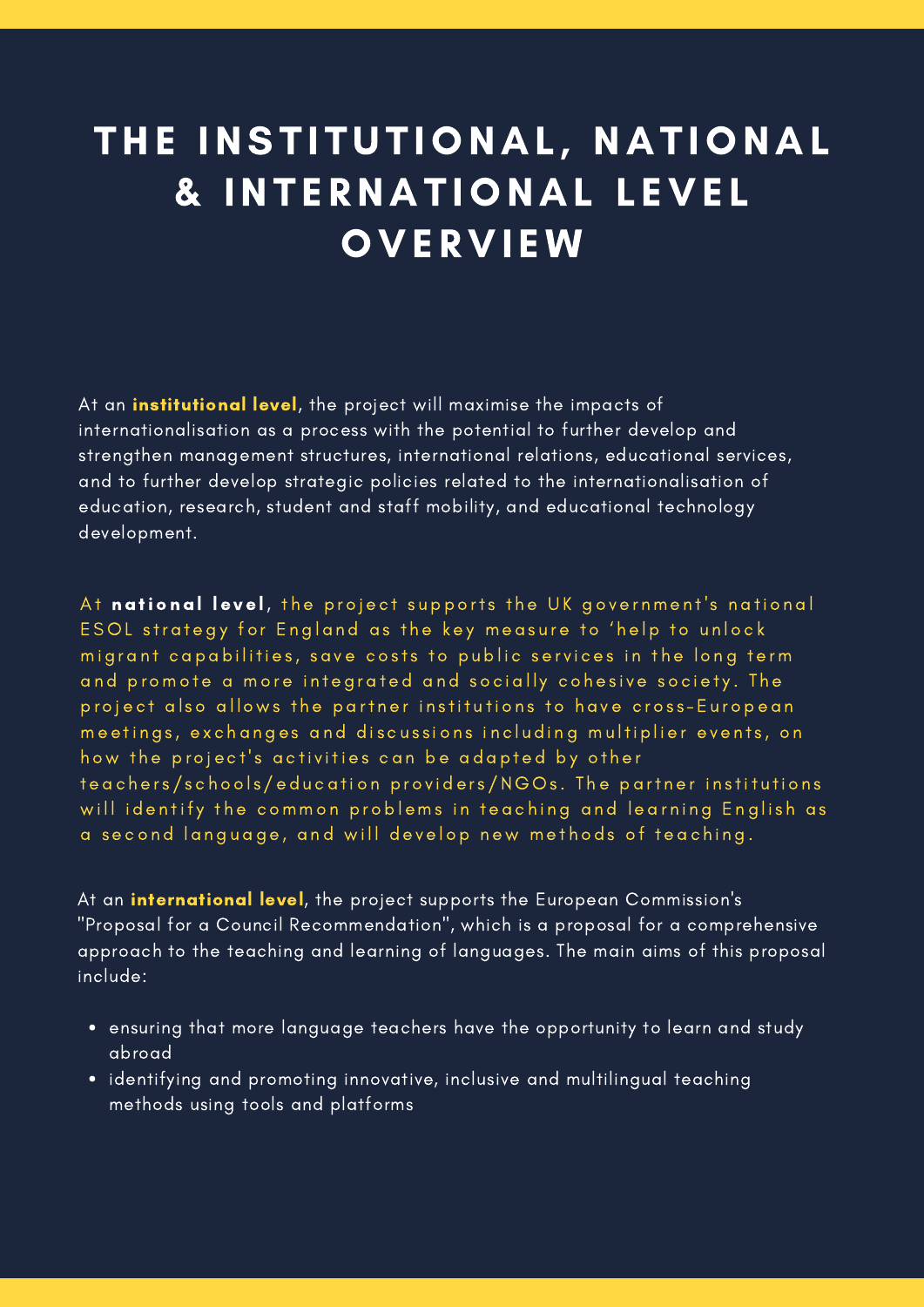# THE INSTITUTIONAL, NATIONAL & INTERNATIONAL LEVEL OVERVIEW

At an **institutional level**, the project will maximise the impacts of internationalisation as a process with the potential to further develop and strengthen management structures, international relations, educational services, and to further develop strategic policies related to the internationalisation of education, research, student and staff mobility, and educational technology development.

At **national level**, the project supports the UK government's national ESOL strategy for England as the key measure to 'help to unlock migrant capabilities, save costs to public services in the long term and promote a more integrated and socially cohesive society. The project also allows the partner institutions to have cross-European meetings, exchanges and discussions including multiplier events, on how the project's activities can be adapted by other teachers/schools/education providers/NGOs. The partner institutions will identify the common problems in teaching and learning English as a second language, and will develop new methods of teaching.

At an **international level**, the project supports the European Commission's "Proposal for a Council Recommendation", which is a proposal for a comprehensive approach to the teaching and learning of languages. The main aims of this proposal include:

- ensuring that more language teachers have the opportunity to learn and study abroad
- identifying and promoting innovative, inclusive and multilingual teaching methods using tools and platforms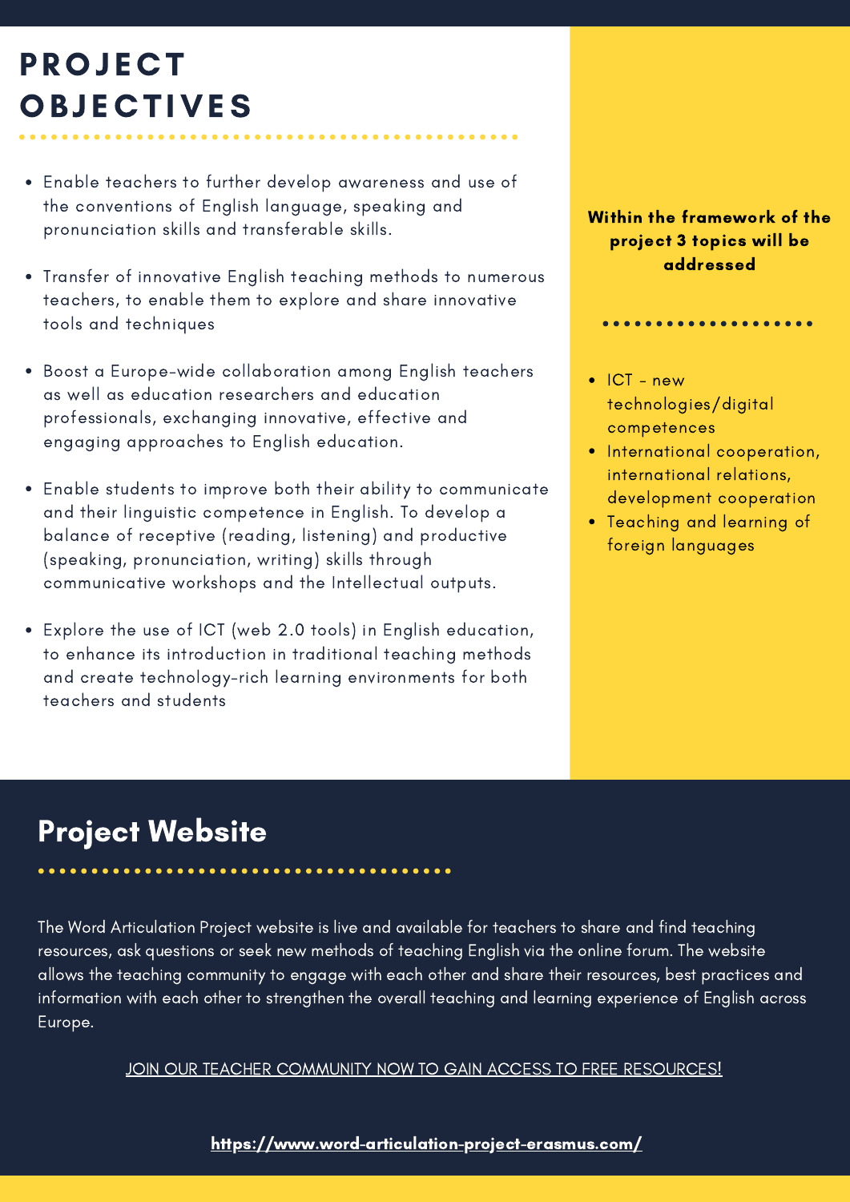# PROJECT OBJECTIVES

- Enable teachers to further develop awareness and use of the conventions of English language, speaking and pronunciation skills and transferable skills.
- Transfer of innovative English teaching methods to numerous teachers, to enable them to explore and share innovative tools and techniques
- Boost a Europe-wide collaboration among English teachers as well as education researchers and education professionals, exchanging innovative, effective and engaging approaches to English education.
- Enable students to improve both their ability to communicate and their linguistic competence in English. To develop a balance of receptive (reading, listening) and productive (speaking, pronunciation, writing) skills through communicative workshops and the Intellectual outputs.
- Explore the use of ICT (web 2.0 tools) in English education, to enhance its introduction in traditional teaching methods and create technology-rich learning environments for both teachers and students

**Within the framework of the project 3 topics will be addressed**

- ICT - new technologies/digital competences
- International cooperation, international relations, development cooperation
- Teaching and learning of foreign languages

## Project Website

The Word Articulation Project website is live and available for teachers to share and find teaching resources, ask questions or seek new methods of teaching English via the online forum. The website allows the teaching community to engage with each other and share their resources, best practices and information with each other to strengthen the overall teaching and learning experience of English across Europe.

JOIN OUR TEACHER COMMUNITY NOW TO GAIN ACCESS TO FREE RESOURCES!

**https://www.word-articulation-project-erasmus.com/**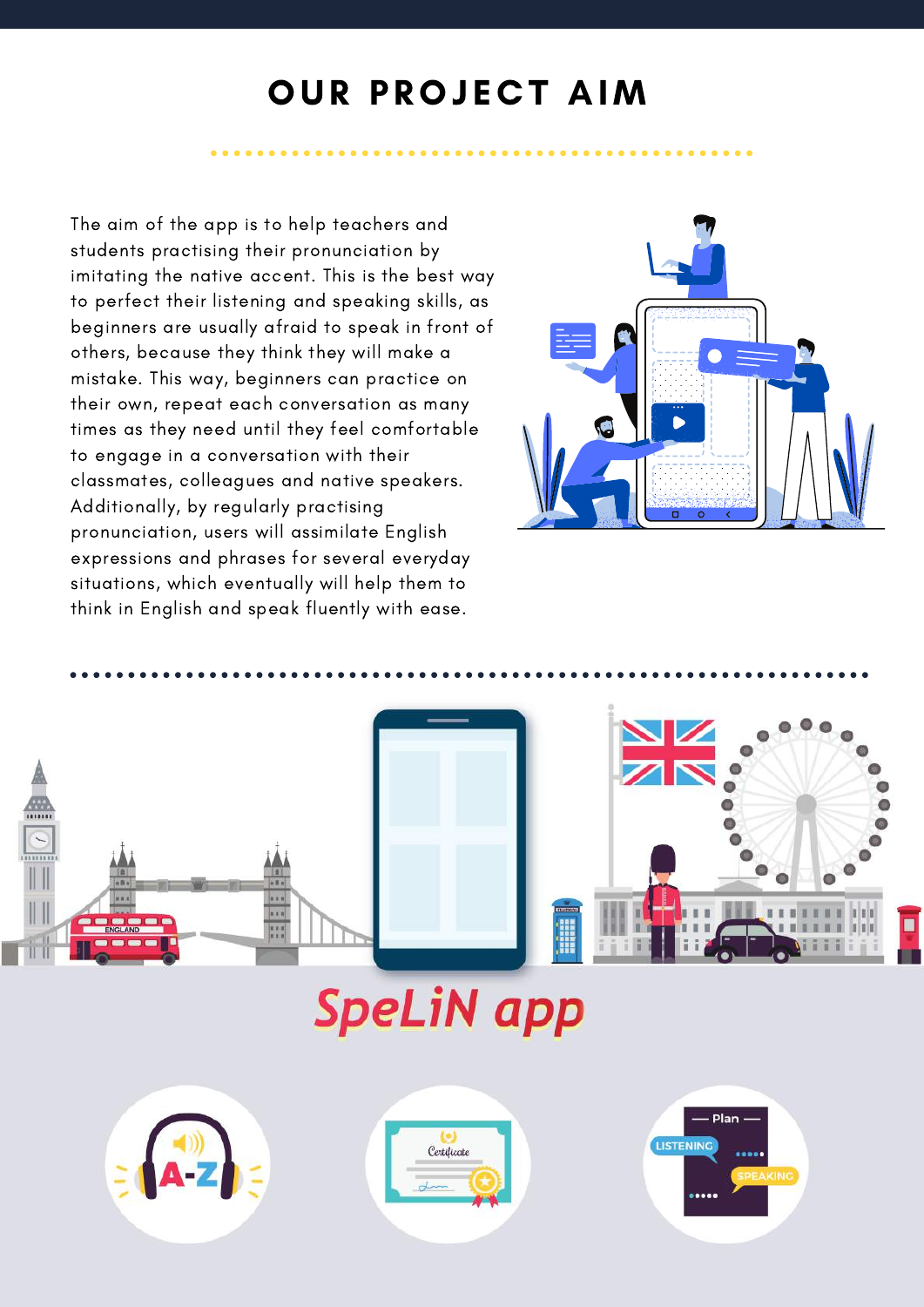# OUR PROJECT AIM

The aim of the app is to help teachers and students practising their pronunciation by imitating the native accent. This is the best way to perfect their listening and speaking skills, as beginners are usually afraid to speak in front of others, because they think they will make a mistake. This way, beginners can practice on their own, repeat each conversation as many times as they need until they feel comfortable to engage in a conversation with their classmates, colleagues and native speakers. Additionally, by regularly practising pronunciation, users will assimilate English expressions and phrases for several everyday situations, which eventually will help them to think in English and speak fluently with ease.

SpeLiN app